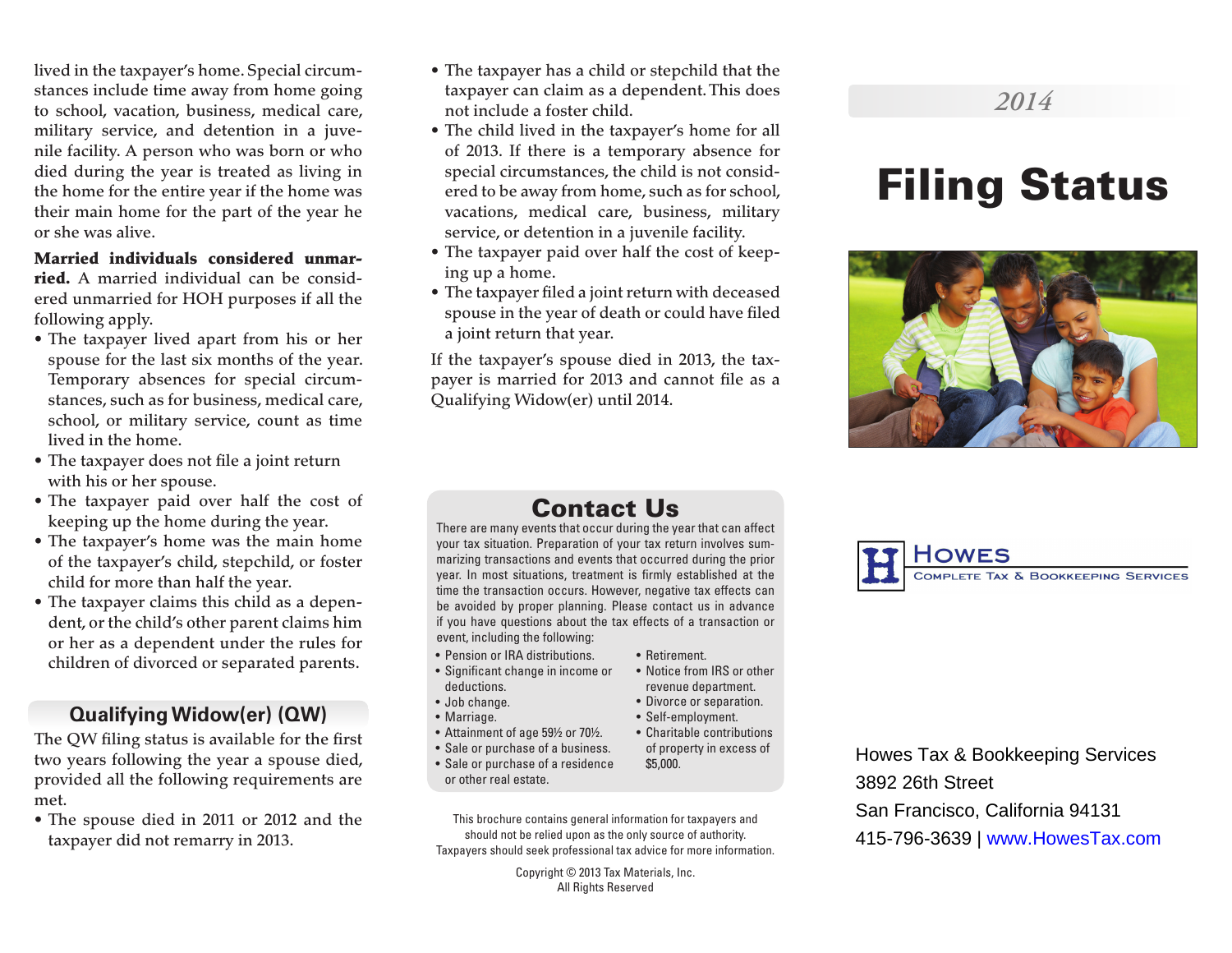lived in the taxpayer's home. Special circumstances include time away from home going to school, vacation, business, medical care, military service, and detention in a juvenile facility. A person who was born or who died during the year is treated as living in the home for the entire year if the home was their main home for the part of the year he or she was alive.

**Married individuals considered unmarried.** A married individual can be considered unmarried for HOH purposes if all the following apply.

- The taxpayer lived apart from his or her spouse for the last six months of the year. Temporary absences for special circumstances, such as for business, medical care, school, or military service, count as time lived in the home.
- The taxpayer does not file a joint return with his or her spouse.
- The taxpayer paid over half the cost of keeping up the home during the year.
- The taxpayer's home was the main home of the taxpayer's child, stepchild, or foster child for more than half the year.
- The taxpayer claims this child as a dependent, or the child's other parent claims him or her as a dependent under the rules for children of divorced or separated parents.

## Qualifying Widow(er) (QW)

The QW filing status is available for the first two years following the year a spouse died, provided all the following requirements are met.

- The spouse died in 2011 or 2012 and the taxpayer did not remarry in 2013.
- The taxpayer has a child or stepchild that the taxpayer can claim as a dependent. This does not include a foster child.
- The child lived in the taxpayer's home for all of 2013. If there is a temporary absence for special circumstances, the child is not considered to be away from home, such as for school, vacations, medical care, business, military service, or detention in a juvenile facility.
- The taxpayer paid over half the cost of keeping up a home.
- The taxpayer filed a joint return with deceased spouse in the year of death or could have filed a joint return that year.

If the taxpayer's spouse died in 2013, the taxpayer is married for 2013 and cannot file as a Qualifying Widow(er) until 2014.

## Contact Us

There are many events that occur during the year that can affect your tax situation. Preparation of your tax return involves summarizing transactions and events that occurred during the prior year. In most situations, treatment is firmly established at the time the transaction occurs. However, negative tax effects can be avoided by proper planning. Please contact us in advance if you have questions about the tax effects of a transaction or event, including the following:

- Pension or IRA distributions.
- Significant change in income or deductions.
- Job change.
- Marriage.
- Attainment of age 59½ or 70½.
- Sale or purchase of a business.
- Sale or purchase of a residence or other real estate.
- Retirement.
- Notice from IRS or other revenue department.
- Divorce or separation.
- Self-employment.
- Charitable contributions of property in excess of $5,000.

This brochure contains general information for taxpayers and should not be relied upon as the only source of authority. Taxpayers should seek professional tax advice for more information.

Copyright © 2013 Tax Materials, Inc.
All Rights Reserved

*2014*

# Filing Status

HOWES
COMPLETE TAX & BOOKKEEPING SERVICES

Howes Tax & Bookkeeping Services
3892 26th Street
San Francisco, California 94131
415-796-3639 | www.HowesTax.com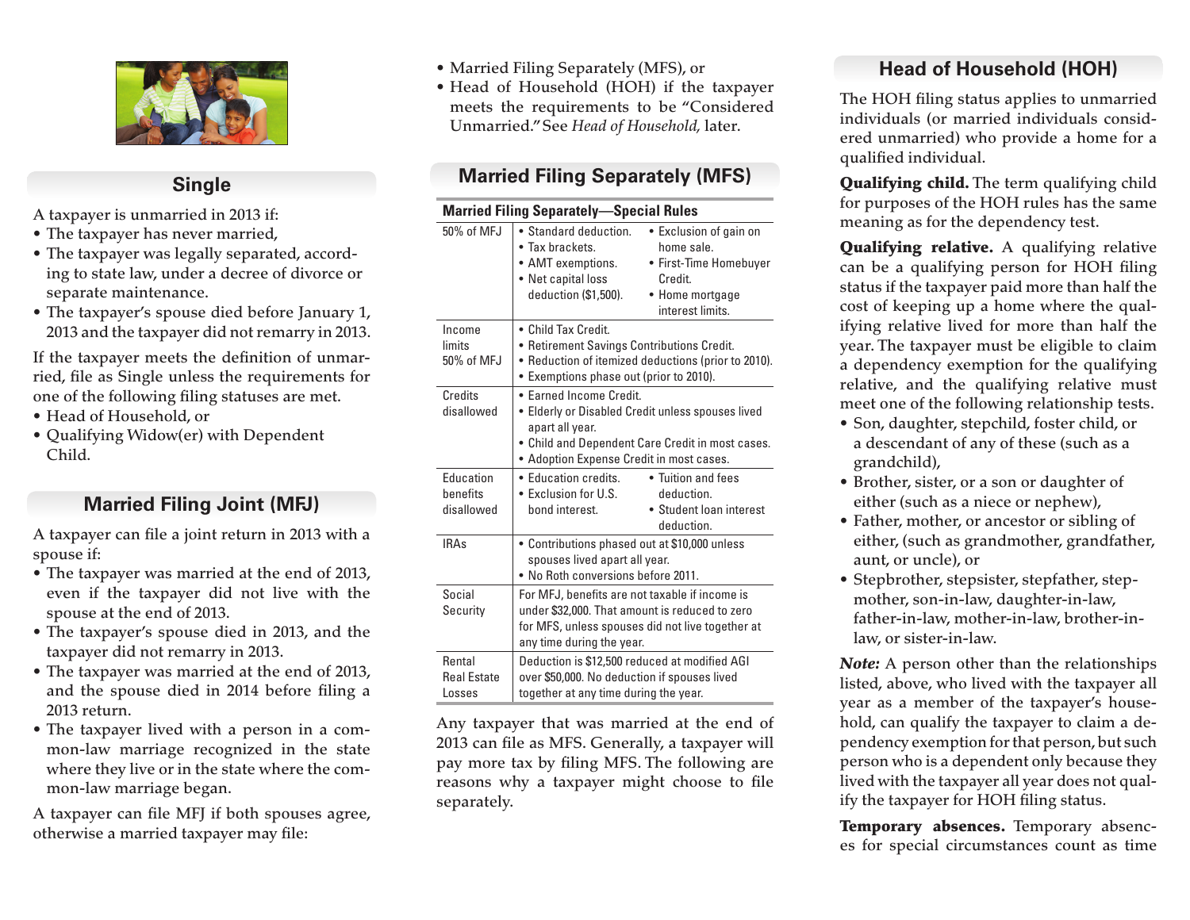## Single

A taxpayer is unmarried in 2013 if:

- The taxpayer has never married,
- The taxpayer was legally separated, according to state law, under a decree of divorce or separate maintenance.
- The taxpayer's spouse died before January 1, 2013 and the taxpayer did not remarry in 2013.

If the taxpayer meets the definition of unmarried, file as Single unless the requirements for one of the following filing statuses are met.

- Head of Household, or
- Qualifying Widow(er) with Dependent Child.

## Married Filing Joint (MFJ)

A taxpayer can file a joint return in 2013 with a spouse if:

- The taxpayer was married at the end of 2013, even if the taxpayer did not live with the spouse at the end of 2013.
- The taxpayer's spouse died in 2013, and the taxpayer did not remarry in 2013.
- The taxpayer was married at the end of 2013, and the spouse died in 2014 before filing a 2013 return.
- The taxpayer lived with a person in a common-law marriage recognized in the state where they live or in the state where the common-law marriage began.

A taxpayer can file MFJ if both spouses agree, otherwise a married taxpayer may file:

- Married Filing Separately (MFS), or
- Head of Household (HOH) if the taxpayer meets the requirements to be "Considered Unmarried." See *Head of Household,* later.

## Married Filing Separately (MFS)

**Married Filing Separately—Special Rules**

| | |
|---|---|
| 50% of MFJ | • Standard deduction. • Tax brackets. • AMT exemptions. • Net capital loss deduction ($1,500). • Exclusion of gain on home sale. • First-Time Homebuyer Credit. • Home mortgage interest limits. |
| Income limits 50% of MFJ | • Child Tax Credit. • Retirement Savings Contributions Credit. • Reduction of itemized deductions (prior to 2010). • Exemptions phase out (prior to 2010). |
| Credits disallowed | • Earned Income Credit. • Elderly or Disabled Credit unless spouses lived apart all year. • Child and Dependent Care Credit in most cases. • Adoption Expense Credit in most cases. |
| Education benefits disallowed | • Education credits. • Exclusion for U.S. bond interest. • Tuition and fees deduction. • Student loan interest deduction. |
| IRAs | • Contributions phased out at $10,000 unless spouses lived apart all year. • No Roth conversions before 2011. |
| Social Security | For MFJ, benefits are not taxable if income is under $32,000. That amount is reduced to zero for MFS, unless spouses did not live together at any time during the year. |
| Rental Real Estate Losses | Deduction is $12,500 reduced at modified AGI over $50,000. No deduction if spouses lived together at any time during the year. |

Any taxpayer that was married at the end of 2013 can file as MFS. Generally, a taxpayer will pay more tax by filing MFS. The following are reasons why a taxpayer might choose to file separately.

## Head of Household (HOH)

The HOH filing status applies to unmarried individuals (or married individuals considered unmarried) who provide a home for a qualified individual.

**Qualifying child.** The term qualifying child for purposes of the HOH rules has the same meaning as for the dependency test.

**Qualifying relative.** A qualifying relative can be a qualifying person for HOH filing status if the taxpayer paid more than half the cost of keeping up a home where the qualifying relative lived for more than half the year. The taxpayer must be eligible to claim a dependency exemption for the qualifying relative, and the qualifying relative must meet one of the following relationship tests.

- Son, daughter, stepchild, foster child, or a descendant of any of these (such as a grandchild),
- Brother, sister, or a son or daughter of either (such as a niece or nephew),
- Father, mother, or ancestor or sibling of either, (such as grandmother, grandfather, aunt, or uncle), or
- Stepbrother, stepsister, stepfather, stepmother, son-in-law, daughter-in-law, father-in-law, mother-in-law, brother-in-law, or sister-in-law.

***Note:*** A person other than the relationships listed, above, who lived with the taxpayer all year as a member of the taxpayer's household, can qualify the taxpayer to claim a dependency exemption for that person, but such person who is a dependent only because they lived with the taxpayer all year does not qualify the taxpayer for HOH filing status.

**Temporary absences.** Temporary absences for special circumstances count as time